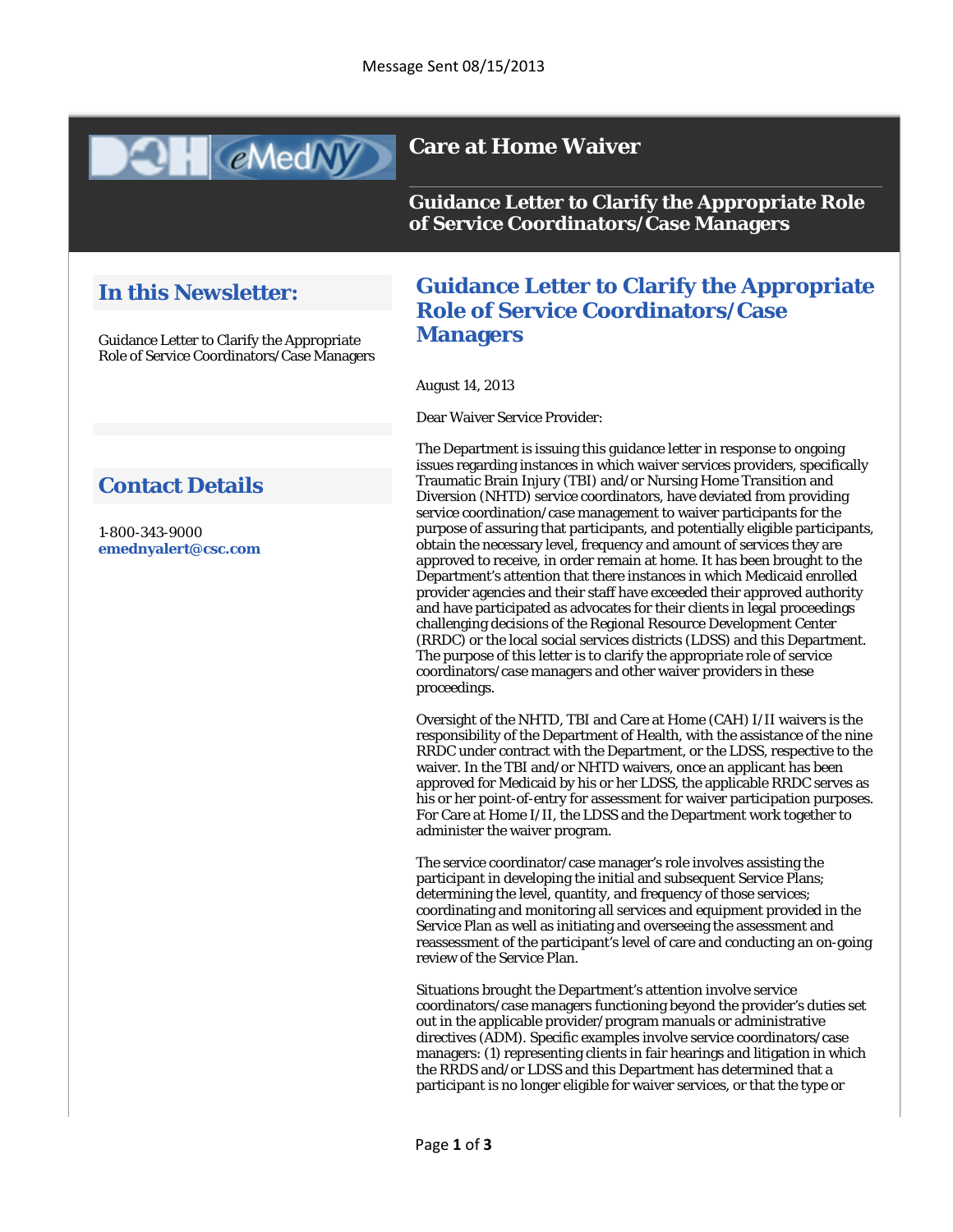Message Sent 08/15/2013

# Care at Home Waiver

## Guidance Letter to Clarify the Appropriate Role of Service Coordinators/Case Managers

## In this Newsletter:

Guidance Letter to Clarify the Appropriate Role of Service Coordinators/Case Managers

## Contact Details

1-800-343-9000
**emednyalert@csc.com**

## Guidance Letter to Clarify the Appropriate Role of Service Coordinators/Case Managers

August 14, 2013

Dear Waiver Service Provider:

The Department is issuing this guidance letter in response to ongoing issues regarding instances in which waiver services providers, specifically Traumatic Brain Injury (TBI) and/or Nursing Home Transition and Diversion (NHTD) service coordinators, have deviated from providing service coordination/case management to waiver participants for the purpose of assuring that participants, and potentially eligible participants, obtain the necessary level, frequency and amount of services they are approved to receive, in order remain at home. It has been brought to the Department's attention that there instances in which Medicaid enrolled provider agencies and their staff have exceeded their approved authority and have participated as advocates for their clients in legal proceedings challenging decisions of the Regional Resource Development Center (RRDC) or the local social services districts (LDSS) and this Department. The purpose of this letter is to clarify the appropriate role of service coordinators/case managers and other waiver providers in these proceedings.

Oversight of the NHTD, TBI and Care at Home (CAH) I/II waivers is the responsibility of the Department of Health, with the assistance of the nine RRDC under contract with the Department, or the LDSS, respective to the waiver. In the TBI and/or NHTD waivers, once an applicant has been approved for Medicaid by his or her LDSS, the applicable RRDC serves as his or her point-of-entry for assessment for waiver participation purposes. For Care at Home I/II, the LDSS and the Department work together to administer the waiver program.

The service coordinator/case manager's role involves assisting the participant in developing the initial and subsequent Service Plans; determining the level, quantity, and frequency of those services; coordinating and monitoring all services and equipment provided in the Service Plan as well as initiating and overseeing the assessment and reassessment of the participant's level of care and conducting an on-going review of the Service Plan.

Situations brought the Department's attention involve service coordinators/case managers functioning beyond the provider's duties set out in the applicable provider/program manuals or administrative directives (ADM). Specific examples involve service coordinators/case managers: (1) representing clients in fair hearings and litigation in which the RRDS and/or LDSS and this Department has determined that a participant is no longer eligible for waiver services, or that the type or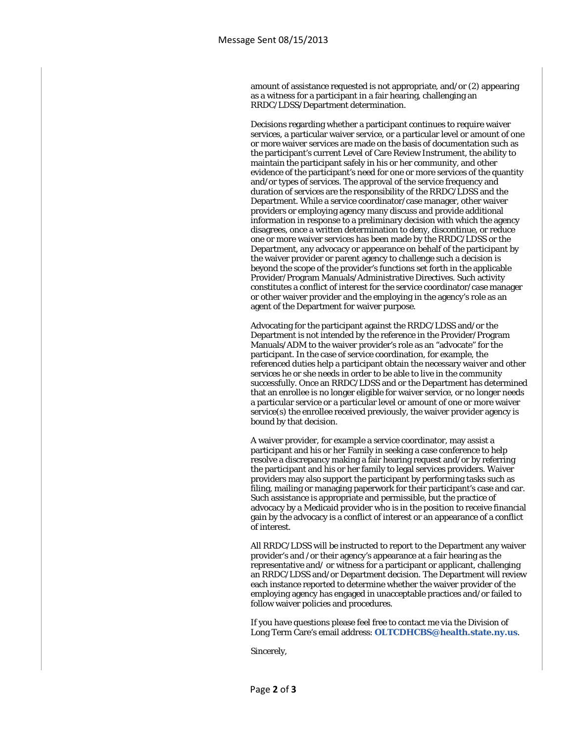amount of assistance requested is not appropriate, and/or (2) appearing as a witness for a participant in a fair hearing, challenging an RRDC/LDSS/Department determination.

Decisions regarding whether a participant continues to require waiver services, a particular waiver service, or a particular level or amount of one or more waiver services are made on the basis of documentation such as the participant's current Level of Care Review Instrument, the ability to maintain the participant safely in his or her community, and other evidence of the participant's need for one or more services of the quantity and/or types of services. The approval of the service frequency and duration of services are the responsibility of the RRDC/LDSS and the Department. While a service coordinator/case manager, other waiver providers or employing agency many discuss and provide additional information in response to a preliminary decision with which the agency disagrees, once a written determination to deny, discontinue, or reduce one or more waiver services has been made by the RRDC/LDSS or the Department, any advocacy or appearance on behalf of the participant by the waiver provider or parent agency to challenge such a decision is beyond the scope of the provider's functions set forth in the applicable Provider/Program Manuals/Administrative Directives. Such activity constitutes a conflict of interest for the service coordinator/case manager or other waiver provider and the employing in the agency's role as an agent of the Department for waiver purpose.

Advocating for the participant against the RRDC/LDSS and/or the Department is not intended by the reference in the Provider/Program Manuals/ADM to the waiver provider's role as an "advocate" for the participant. In the case of service coordination, for example, the referenced duties help a participant obtain the necessary waiver and other services he or she needs in order to be able to live in the community successfully. Once an RRDC/LDSS and or the Department has determined that an enrollee is no longer eligible for waiver service, or no longer needs a particular service or a particular level or amount of one or more waiver service(s) the enrollee received previously, the waiver provider agency is bound by that decision.

A waiver provider, for example a service coordinator, may assist a participant and his or her Family in seeking a case conference to help resolve a discrepancy making a fair hearing request and/or by referring the participant and his or her family to legal services providers. Waiver providers may also support the participant by performing tasks such as filing, mailing or managing paperwork for their participant's case and car. Such assistance is appropriate and permissible, but the practice of advocacy by a Medicaid provider who is in the position to receive financial gain by the advocacy is a conflict of interest or an appearance of a conflict of interest.

All RRDC/LDSS will be instructed to report to the Department any waiver provider's and /or their agency's appearance at a fair hearing as the representative and/ or witness for a participant or applicant, challenging an RRDC/LDSS and/or Department decision. The Department will review each instance reported to determine whether the waiver provider of the employing agency has engaged in unacceptable practices and/or failed to follow waiver policies and procedures.

If you have questions please feel free to contact me via the Division of Long Term Care's email address: **OLTCDHCBS@health.state.ny.us**.

Sincerely,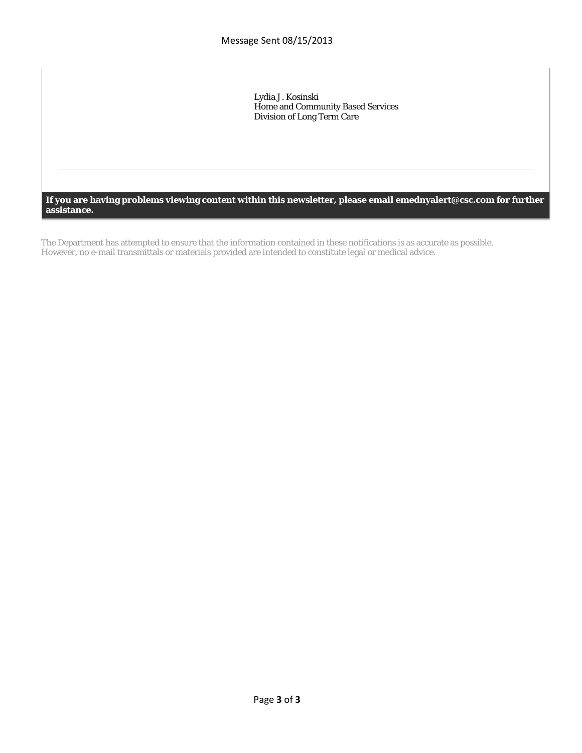Lydia J. Kosinski
Home and Community Based Services
Division of Long Term Care

---

**If you are having problems viewing content within this newsletter, please email emednyalert@csc.com for further assistance.**

The Department has attempted to ensure that the information contained in these notifications is as accurate as possible. However, no e-mail transmittals or materials provided are intended to constitute legal or medical advice.